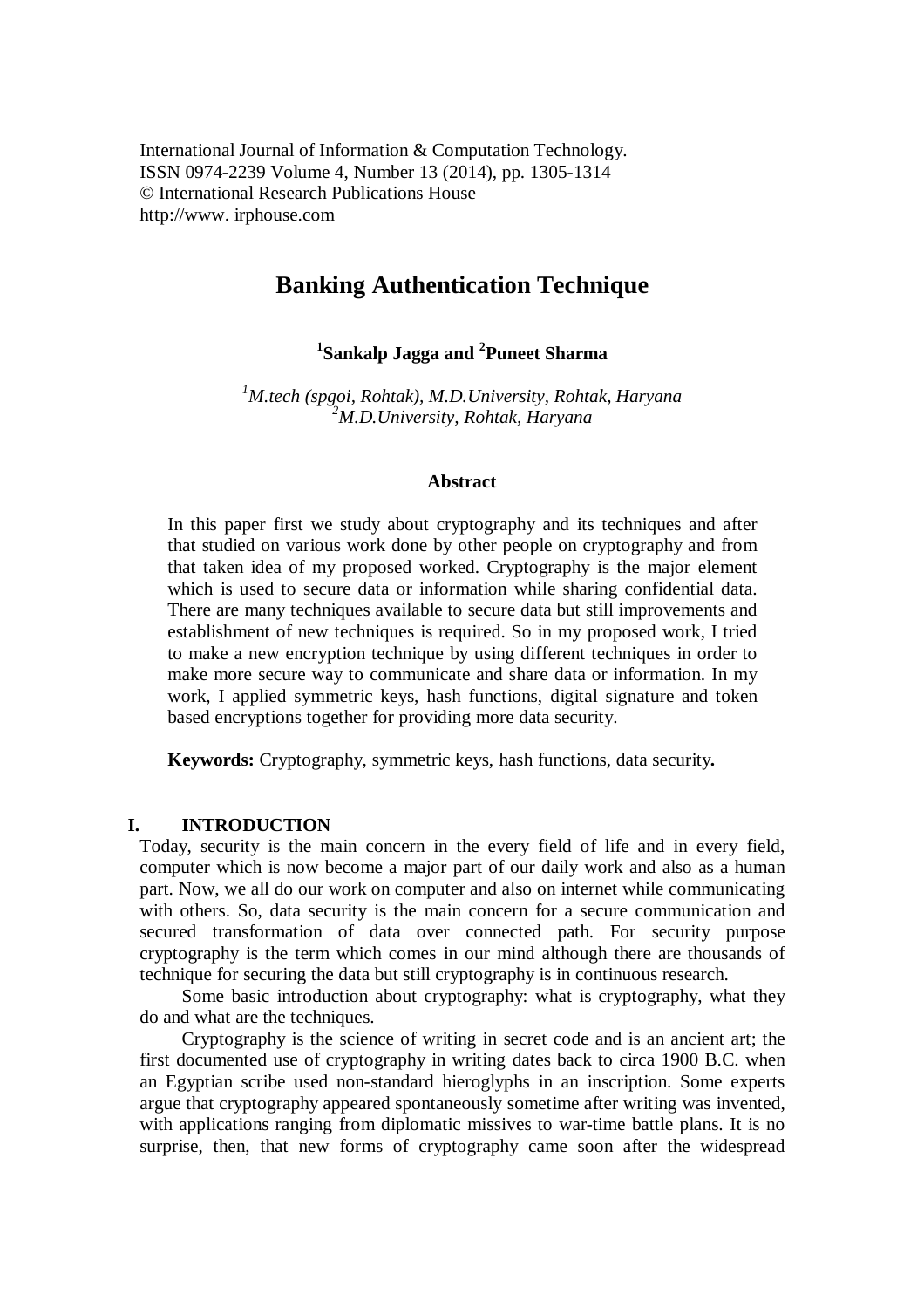International Journal of Information & Computation Technology.
ISSN 0974-2239 Volume 4, Number 13 (2014), pp. 1305-1314
© International Research Publications House
http://www. irphouse.com

# Banking Authentication Technique

**[1]Sankalp Jagga and [2]Puneet Sharma**

*[1]M.tech (spgoi, Rohtak), M.D.University, Rohtak, Haryana*
*[2]M.D.University, Rohtak, Haryana*

### Abstract

In this paper first we study about cryptography and its techniques and after that studied on various work done by other people on cryptography and from that taken idea of my proposed worked. Cryptography is the major element which is used to secure data or information while sharing confidential data. There are many techniques available to secure data but still improvements and establishment of new techniques is required. So in my proposed work, I tried to make a new encryption technique by using different techniques in order to make more secure way to communicate and share data or information. In my work, I applied symmetric keys, hash functions, digital signature and token based encryptions together for providing more data security.

**Keywords:** Cryptography, symmetric keys, hash functions, data security**.**

## I. INTRODUCTION

Today, security is the main concern in the every field of life and in every field, computer which is now become a major part of our daily work and also as a human part. Now, we all do our work on computer and also on internet while communicating with others. So, data security is the main concern for a secure communication and secured transformation of data over connected path. For security purpose cryptography is the term which comes in our mind although there are thousands of technique for securing the data but still cryptography is in continuous research.

Some basic introduction about cryptography: what is cryptography, what they do and what are the techniques.

Cryptography is the science of writing in secret code and is an ancient art; the first documented use of cryptography in writing dates back to circa 1900 B.C. when an Egyptian scribe used non-standard hieroglyphs in an inscription. Some experts argue that cryptography appeared spontaneously sometime after writing was invented, with applications ranging from diplomatic missives to war-time battle plans. It is no surprise, then, that new forms of cryptography came soon after the widespread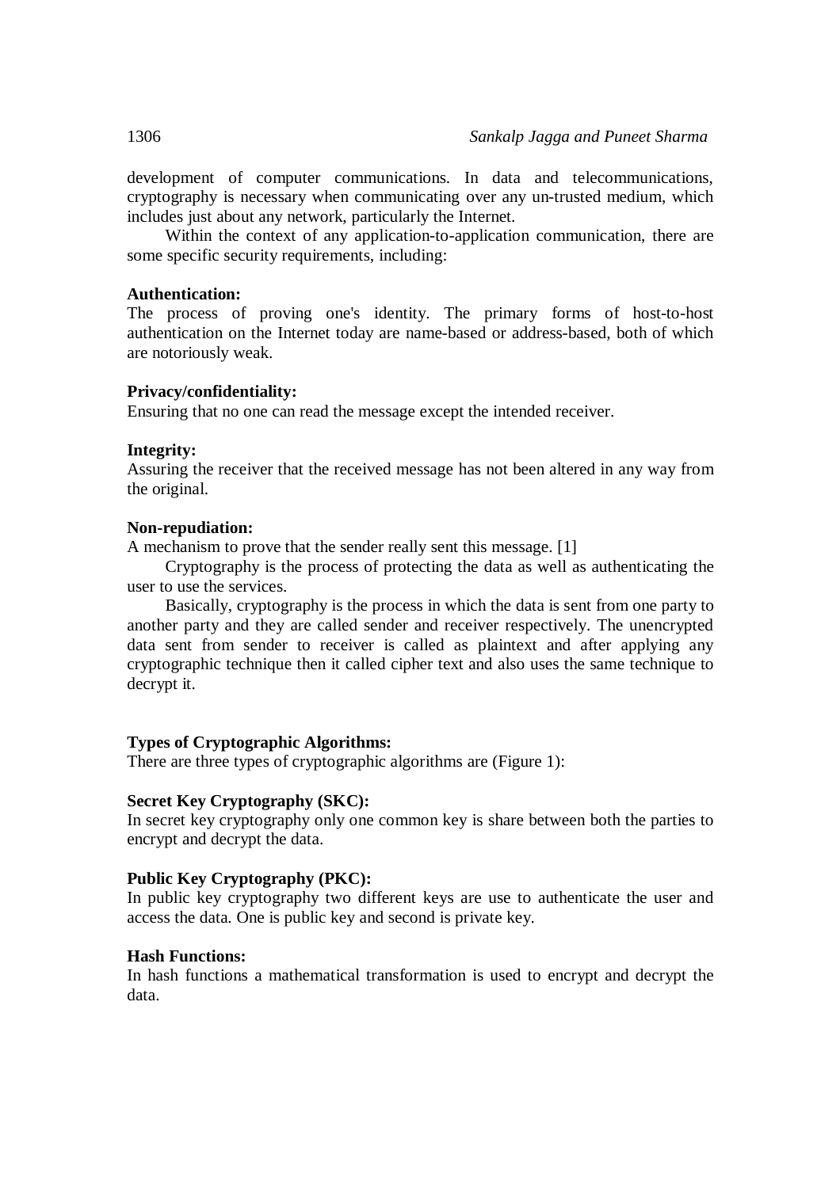development of computer communications. In data and telecommunications, cryptography is necessary when communicating over any un-trusted medium, which includes just about any network, particularly the Internet.

Within the context of any application-to-application communication, there are some specific security requirements, including:

**Authentication:**
The process of proving one's identity. The primary forms of host-to-host authentication on the Internet today are name-based or address-based, both of which are notoriously weak.

**Privacy/confidentiality:**
Ensuring that no one can read the message except the intended receiver.

**Integrity:**
Assuring the receiver that the received message has not been altered in any way from the original.

**Non-repudiation:**
A mechanism to prove that the sender really sent this message. [1]

Cryptography is the process of protecting the data as well as authenticating the user to use the services.

Basically, cryptography is the process in which the data is sent from one party to another party and they are called sender and receiver respectively. The unencrypted data sent from sender to receiver is called as plaintext and after applying any cryptographic technique then it called cipher text and also uses the same technique to decrypt it.

**Types of Cryptographic Algorithms:**
There are three types of cryptographic algorithms are (Figure 1):

**Secret Key Cryptography (SKC):**
In secret key cryptography only one common key is share between both the parties to encrypt and decrypt the data.

**Public Key Cryptography (PKC):**
In public key cryptography two different keys are use to authenticate the user and access the data. One is public key and second is private key.

**Hash Functions:**
In hash functions a mathematical transformation is used to encrypt and decrypt the data.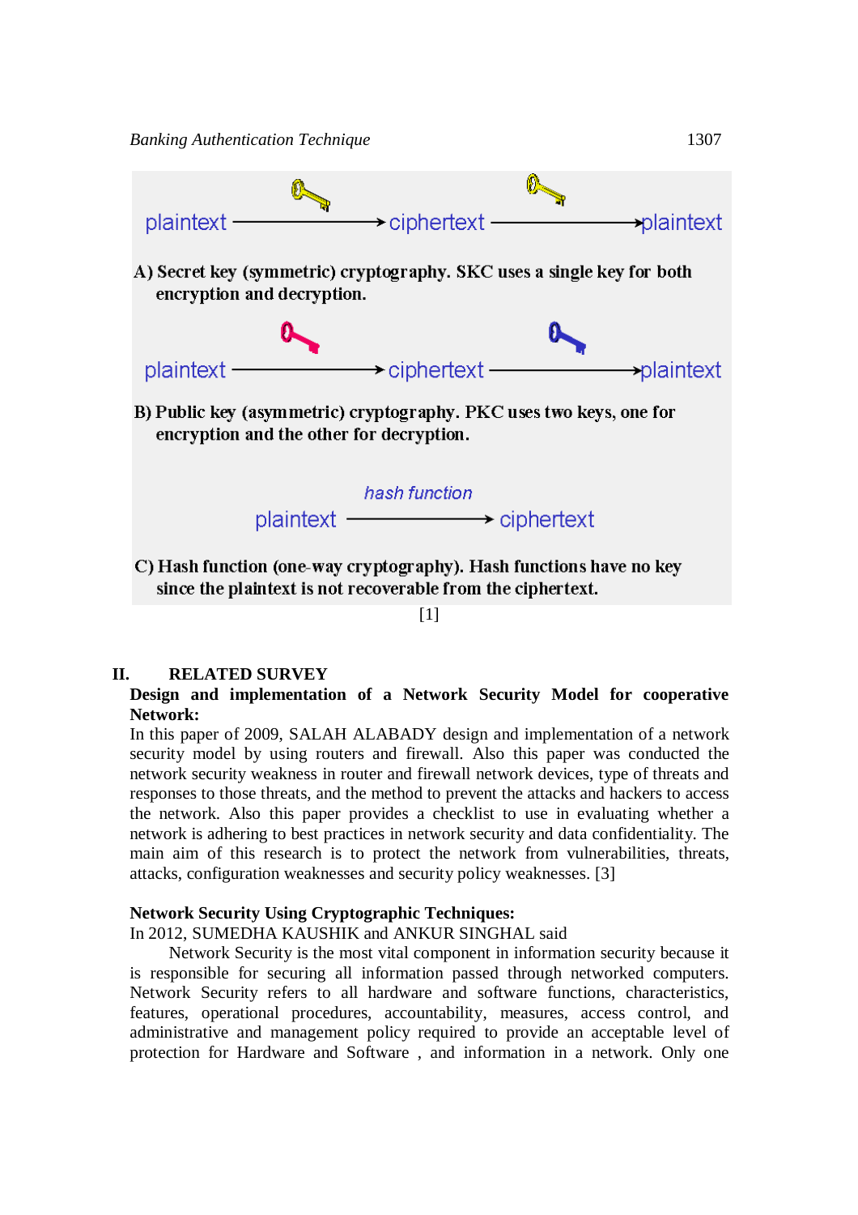plaintext → ciphertext → plaintext

A) Secret key (symmetric) cryptography. SKC uses a single key for both encryption and decryption.

plaintext → ciphertext → plaintext

B) Public key (asymmetric) cryptography. PKC uses two keys, one for encryption and the other for decryption.

*hash function*

plaintext → ciphertext

C) Hash function (one-way cryptography). Hash functions have no key since the plaintext is not recoverable from the ciphertext.

[1]

## II. RELATED SURVEY

**Design and implementation of a Network Security Model for cooperative Network:**

In this paper of 2009, SALAH ALABADY design and implementation of a network security model by using routers and firewall. Also this paper was conducted the network security weakness in router and firewall network devices, type of threats and responses to those threats, and the method to prevent the attacks and hackers to access the network. Also this paper provides a checklist to use in evaluating whether a network is adhering to best practices in network security and data confidentiality. The main aim of this research is to protect the network from vulnerabilities, threats, attacks, configuration weaknesses and security policy weaknesses. [3]

**Network Security Using Cryptographic Techniques:**

In 2012, SUMEDHA KAUSHIK and ANKUR SINGHAL said

Network Security is the most vital component in information security because it is responsible for securing all information passed through networked computers. Network Security refers to all hardware and software functions, characteristics, features, operational procedures, accountability, measures, access control, and administrative and management policy required to provide an acceptable level of protection for Hardware and Software , and information in a network. Only one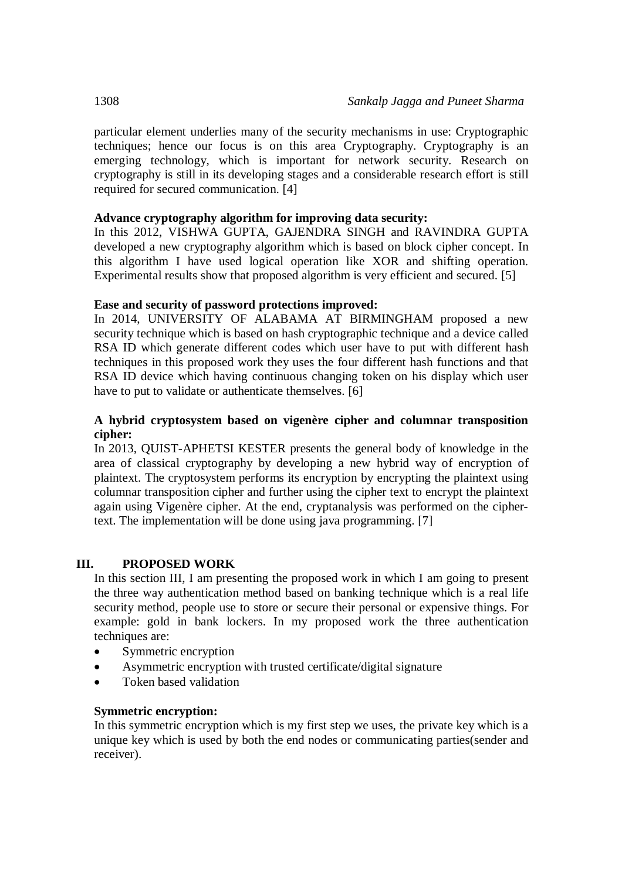particular element underlies many of the security mechanisms in use: Cryptographic techniques; hence our focus is on this area Cryptography. Cryptography is an emerging technology, which is important for network security. Research on cryptography is still in its developing stages and a considerable research effort is still required for secured communication. [4]

**Advance cryptography algorithm for improving data security:**
In this 2012, VISHWA GUPTA, GAJENDRA SINGH and RAVINDRA GUPTA developed a new cryptography algorithm which is based on block cipher concept. In this algorithm I have used logical operation like XOR and shifting operation. Experimental results show that proposed algorithm is very efficient and secured. [5]

**Ease and security of password protections improved:**
In 2014, UNIVERSITY OF ALABAMA AT BIRMINGHAM proposed a new security technique which is based on hash cryptographic technique and a device called RSA ID which generate different codes which user have to put with different hash techniques in this proposed work they uses the four different hash functions and that RSA ID device which having continuous changing token on his display which user have to put to validate or authenticate themselves. [6]

**A hybrid cryptosystem based on vigenère cipher and columnar transposition cipher:**
In 2013, QUIST-APHETSI KESTER presents the general body of knowledge in the area of classical cryptography by developing a new hybrid way of encryption of plaintext. The cryptosystem performs its encryption by encrypting the plaintext using columnar transposition cipher and further using the cipher text to encrypt the plaintext again using Vigenère cipher. At the end, cryptanalysis was performed on the cipher-text. The implementation will be done using java programming. [7]

## III. PROPOSED WORK

In this section III, I am presenting the proposed work in which I am going to present the three way authentication method based on banking technique which is a real life security method, people use to store or secure their personal or expensive things. For example: gold in bank lockers. In my proposed work the three authentication techniques are:

- Symmetric encryption
- Asymmetric encryption with trusted certificate/digital signature
- Token based validation

**Symmetric encryption:**
In this symmetric encryption which is my first step we uses, the private key which is a unique key which is used by both the end nodes or communicating parties(sender and receiver).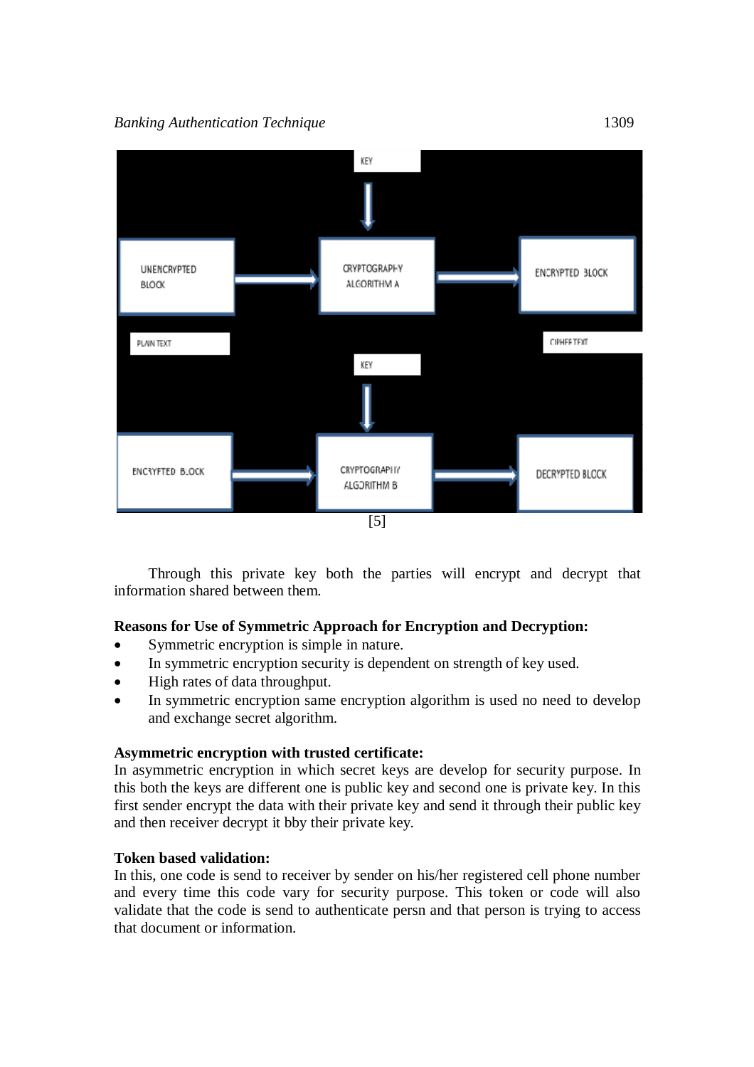KEY

UNENCRYPTED BLOCK → CRYPTOGRAPHY ALGORITHM A → ENCRYPTED BLOCK

PLAIN TEXT

CIPHER TEXT

KEY

ENCRYPTED BLOCK → CRYPTOGRAPHY ALGORITHM B → DECRYPTED BLOCK

[5]

Through this private key both the parties will encrypt and decrypt that information shared between them.

**Reasons for Use of Symmetric Approach for Encryption and Decryption:**

- Symmetric encryption is simple in nature.
- In symmetric encryption security is dependent on strength of key used.
- High rates of data throughput.
- In symmetric encryption same encryption algorithm is used no need to develop and exchange secret algorithm.

**Asymmetric encryption with trusted certificate:**

In asymmetric encryption in which secret keys are develop for security purpose. In this both the keys are different one is public key and second one is private key. In this first sender encrypt the data with their private key and send it through their public key and then receiver decrypt it bby their private key.

**Token based validation:**

In this, one code is send to receiver by sender on his/her registered cell phone number and every time this code vary for security purpose. This token or code will also validate that the code is send to authenticate persn and that person is trying to access that document or information.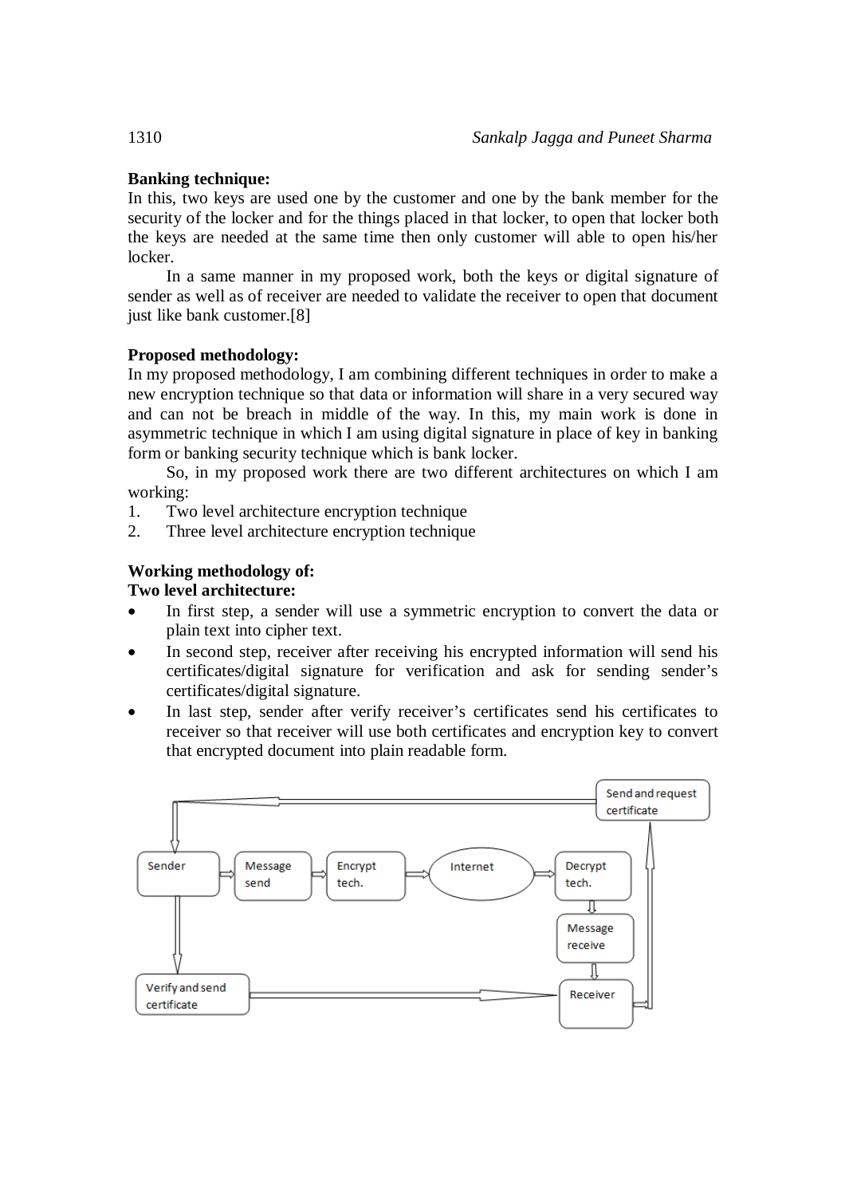**Banking technique:**

In this, two keys are used one by the customer and one by the bank member for the security of the locker and for the things placed in that locker, to open that locker both the keys are needed at the same time then only customer will able to open his/her locker.

In a same manner in my proposed work, both the keys or digital signature of sender as well as of receiver are needed to validate the receiver to open that document just like bank customer.[8]

**Proposed methodology:**

In my proposed methodology, I am combining different techniques in order to make a new encryption technique so that data or information will share in a very secured way and can not be breach in middle of the way. In this, my main work is done in asymmetric technique in which I am using digital signature in place of key in banking form or banking security technique which is bank locker.

So, in my proposed work there are two different architectures on which I am working:

1. Two level architecture encryption technique
2. Three level architecture encryption technique

**Working methodology of:**
**Two level architecture:**

- In first step, a sender will use a symmetric encryption to convert the data or plain text into cipher text.
- In second step, receiver after receiving his encrypted information will send his certificates/digital signature for verification and ask for sending sender's certificates/digital signature.
- In last step, sender after verify receiver's certificates send his certificates to receiver so that receiver will use both certificates and encryption key to convert that encrypted document into plain readable form.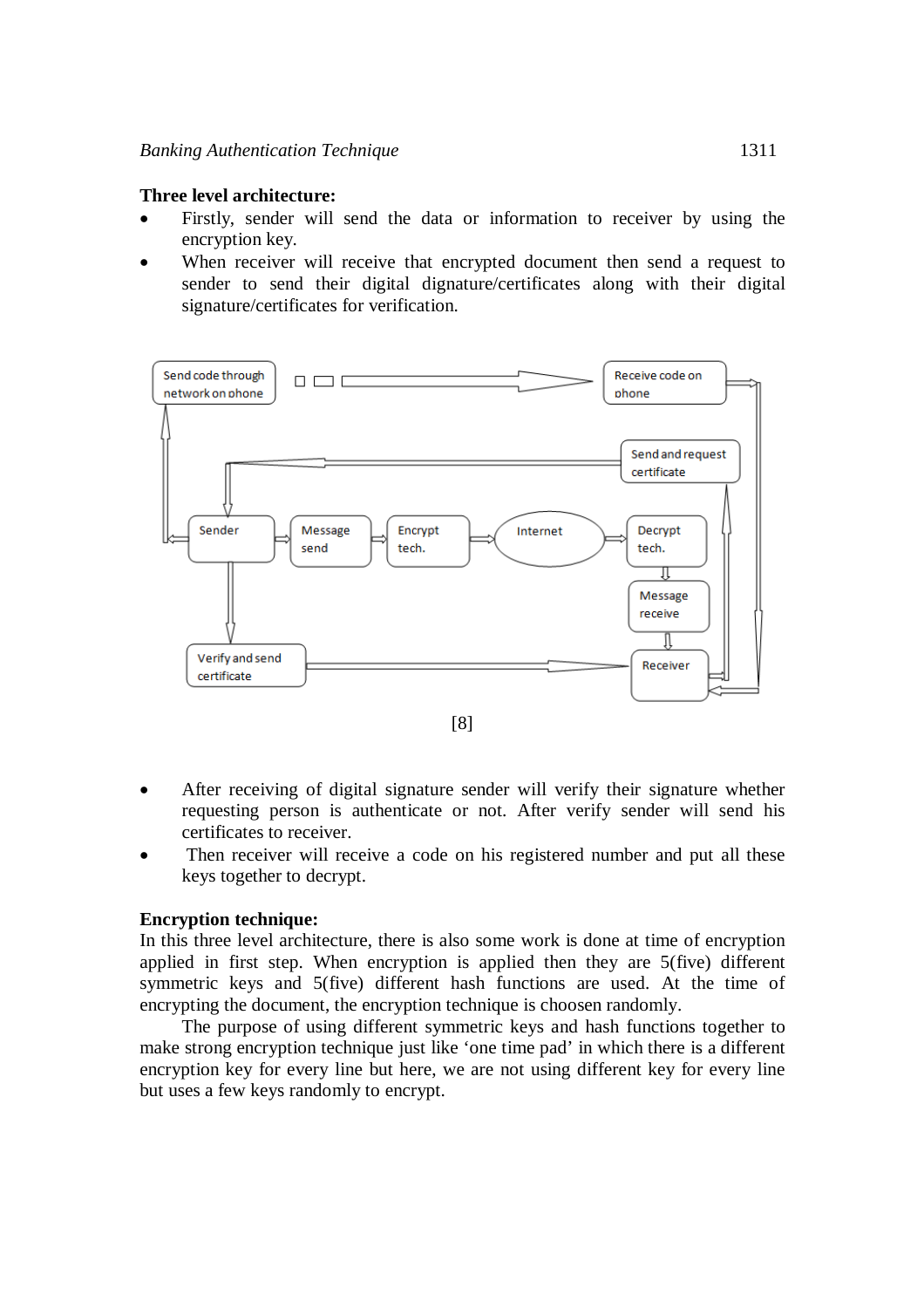**Three level architecture:**

- Firstly, sender will send the data or information to receiver by using the encryption key.
- When receiver will receive that encrypted document then send a request to sender to send their digital dignature/certificates along with their digital signature/certificates for verification.

[8]

- After receiving of digital signature sender will verify their signature whether requesting person is authenticate or not. After verify sender will send his certificates to receiver.
- Then receiver will receive a code on his registered number and put all these keys together to decrypt.

**Encryption technique:**

In this three level architecture, there is also some work is done at time of encryption applied in first step. When encryption is applied then they are 5(five) different symmetric keys and 5(five) different hash functions are used. At the time of encrypting the document, the encryption technique is choosen randomly.

The purpose of using different symmetric keys and hash functions together to make strong encryption technique just like 'one time pad' in which there is a different encryption key for every line but here, we are not using different key for every line but uses a few keys randomly to encrypt.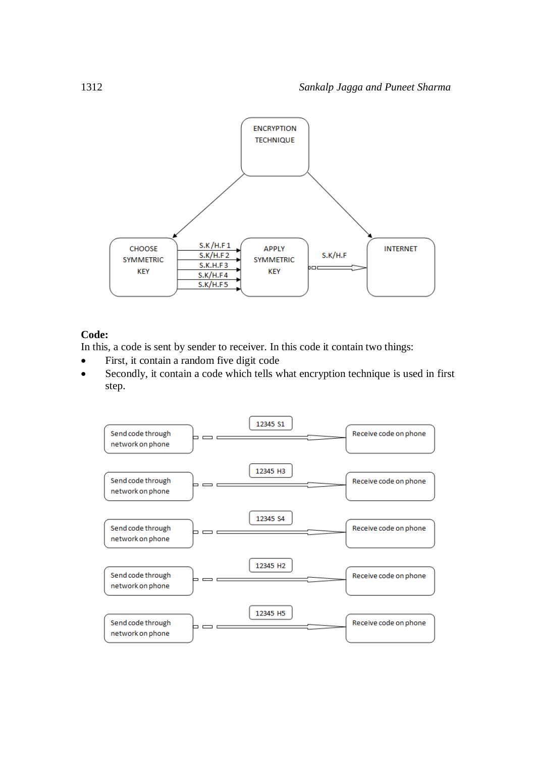**Code:**

In this, a code is sent by sender to receiver. In this code it contain two things:

- First, it contain a random five digit code
- Secondly, it contain a code which tells what encryption technique is used in first step.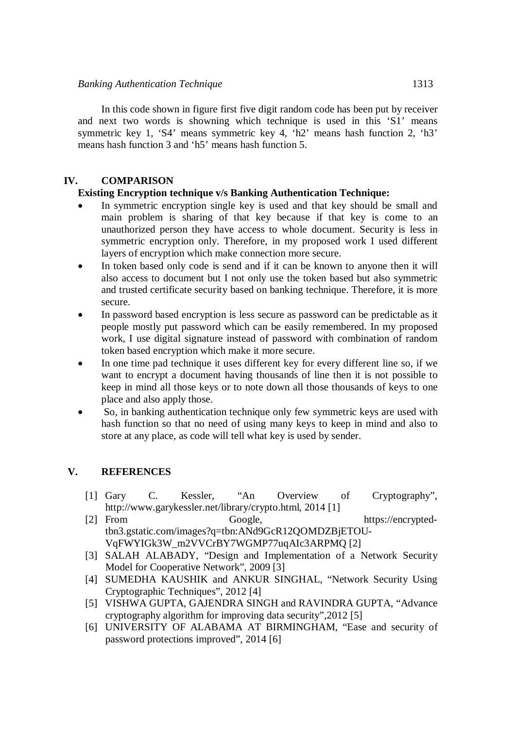In this code shown in figure first five digit random code has been put by receiver and next two words is showning which technique is used in this ‘S1’ means symmetric key 1, ‘S4’ means symmetric key 4, ‘h2’ means hash function 2, ‘h3’ means hash function 3 and ‘h5’ means hash function 5.

## IV. COMPARISON

**Existing Encryption technique v/s Banking Authentication Technique:**

- In symmetric encryption single key is used and that key should be small and main problem is sharing of that key because if that key is come to an unauthorized person they have access to whole document. Security is less in symmetric encryption only. Therefore, in my proposed work I used different layers of encryption which make connection more secure.
- In token based only code is send and if it can be known to anyone then it will also access to document but I not only use the token based but also symmetric and trusted certificate security based on banking technique. Therefore, it is more secure.
- In password based encryption is less secure as password can be predictable as it people mostly put password which can be easily remembered. In my proposed work, I use digital signature instead of password with combination of random token based encryption which make it more secure.
- In one time pad technique it uses different key for every different line so, if we want to encrypt a document having thousands of line then it is not possible to keep in mind all those keys or to note down all those thousands of keys to one place and also apply those.
- So, in banking authentication technique only few symmetric keys are used with hash function so that no need of using many keys to keep in mind and also to store at any place, as code will tell what key is used by sender.

## V. REFERENCES

[1] Gary C. Kessler, “An Overview of Cryptography”, http://www.garykessler.net/library/crypto.html, 2014 [1]

[2] From Google, https://encrypted-tbn3.gstatic.com/images?q=tbn:ANd9GcR12QOMDZBjETOU-VqFWYIGk3W_m2VVCrBY7WGMP77uqAIc3ARPMQ [2]

[3] SALAH ALABADY, “Design and Implementation of a Network Security Model for Cooperative Network”, 2009 [3]

[4] SUMEDHA KAUSHIK and ANKUR SINGHAL, “Network Security Using Cryptographic Techniques”, 2012 [4]

[5] VISHWA GUPTA, GAJENDRA SINGH and RAVINDRA GUPTA, “Advance cryptography algorithm for improving data security”,2012 [5]

[6] UNIVERSITY OF ALABAMA AT BIRMINGHAM, “Ease and security of password protections improved”, 2014 [6]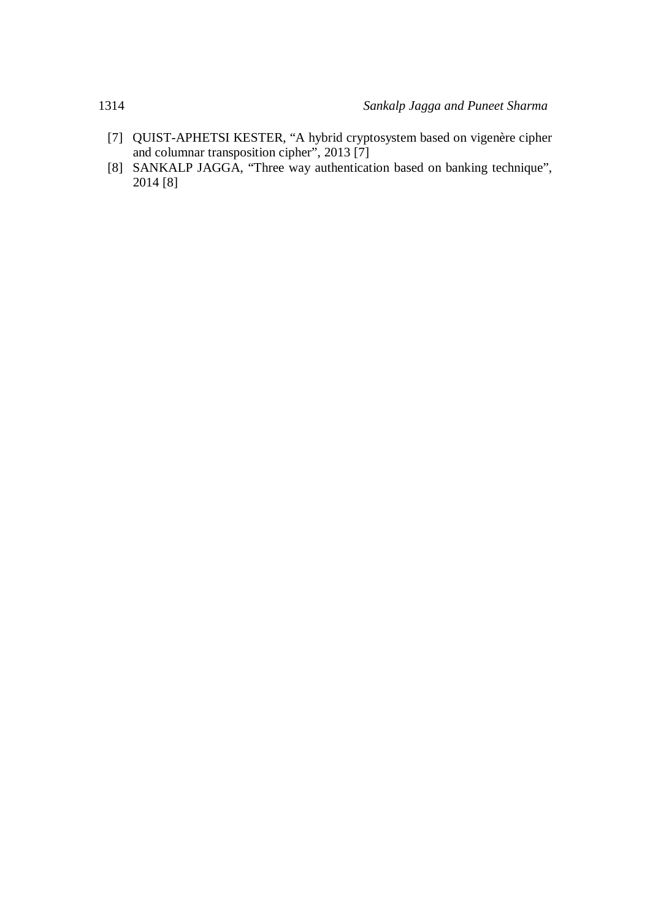[7] QUIST-APHETSI KESTER, “A hybrid cryptosystem based on vigenère cipher and columnar transposition cipher”, 2013 [7]

[8] SANKALP JAGGA, “Three way authentication based on banking technique”, 2014 [8]